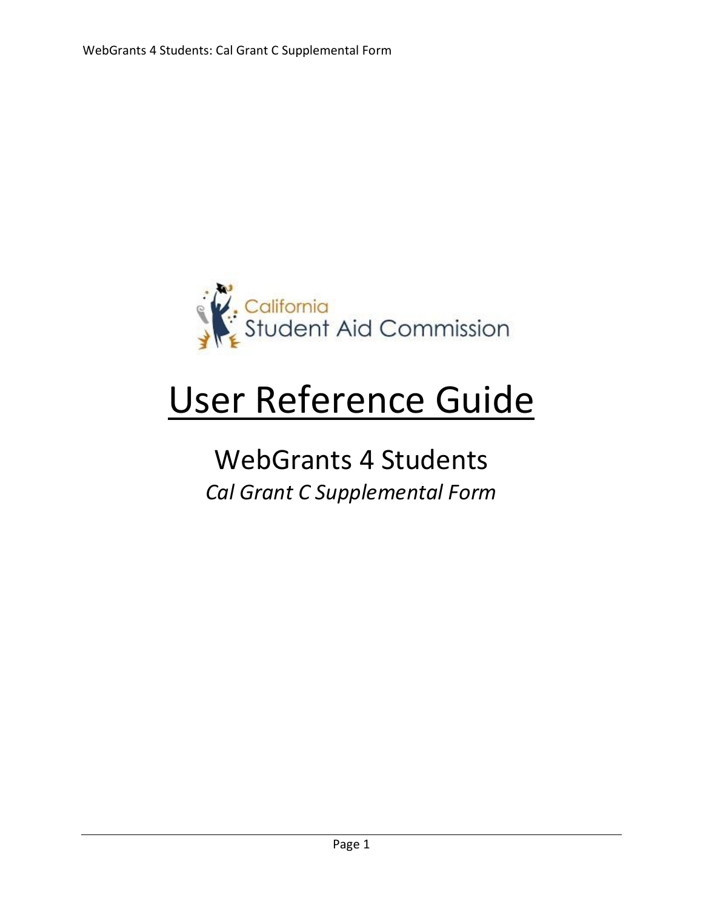California Student Aid Commission

# User Reference Guide

## WebGrants 4 Students

*Cal Grant C Supplemental Form*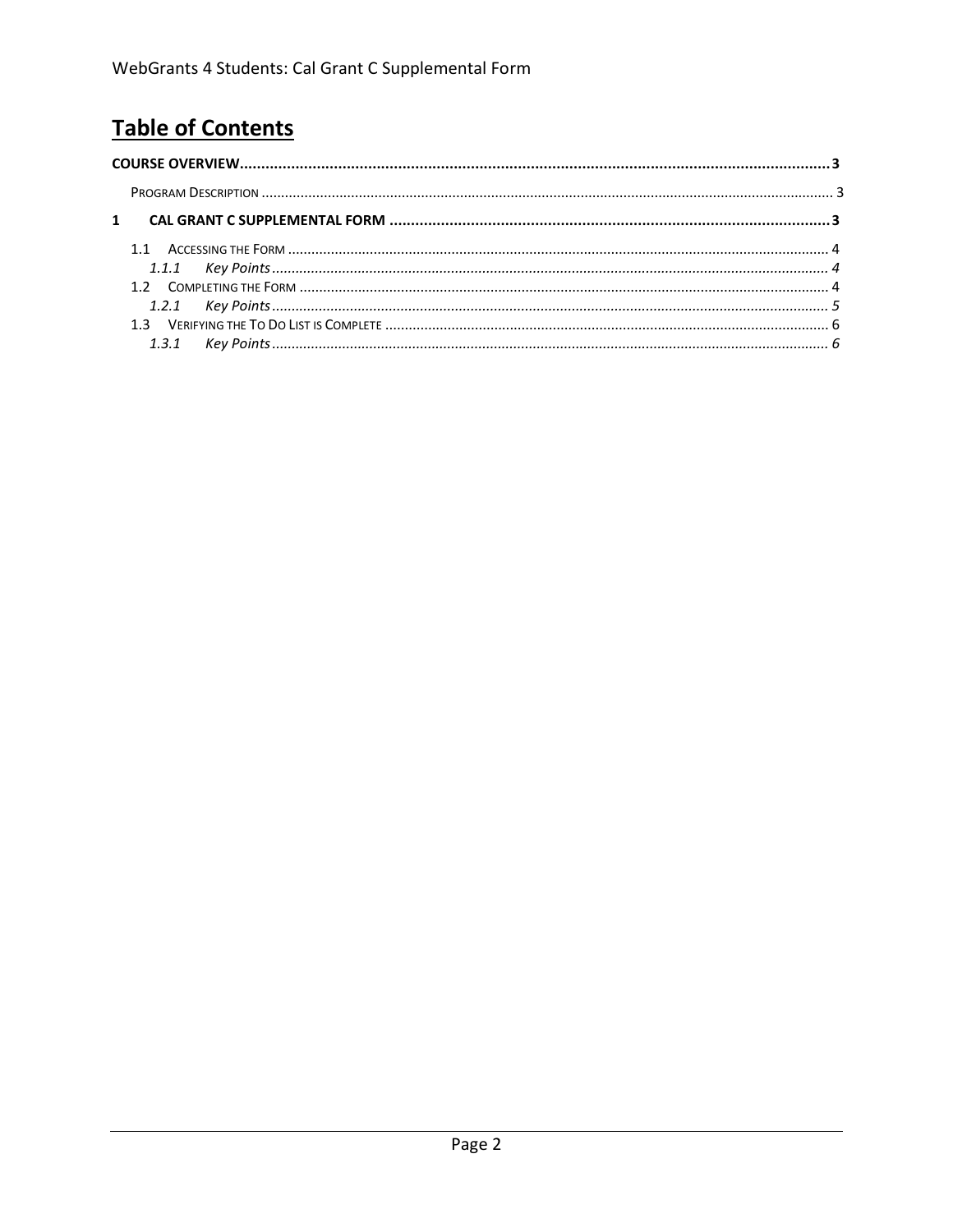# Table of Contents

**COURSE OVERVIEW** .......... **3**

- PROGRAM DESCRIPTION .......... 3

**1 CAL GRANT C SUPPLEMENTAL FORM** .......... **3**

- 1.1 ACCESSING THE FORM .......... 4
  - *1.1.1 Key Points* .......... *4*
- 1.2 COMPLETING THE FORM .......... 4
  - *1.2.1 Key Points* .......... *5*
- 1.3 VERIFYING THE TO DO LIST IS COMPLETE .......... 6
  - *1.3.1 Key Points* .......... *6*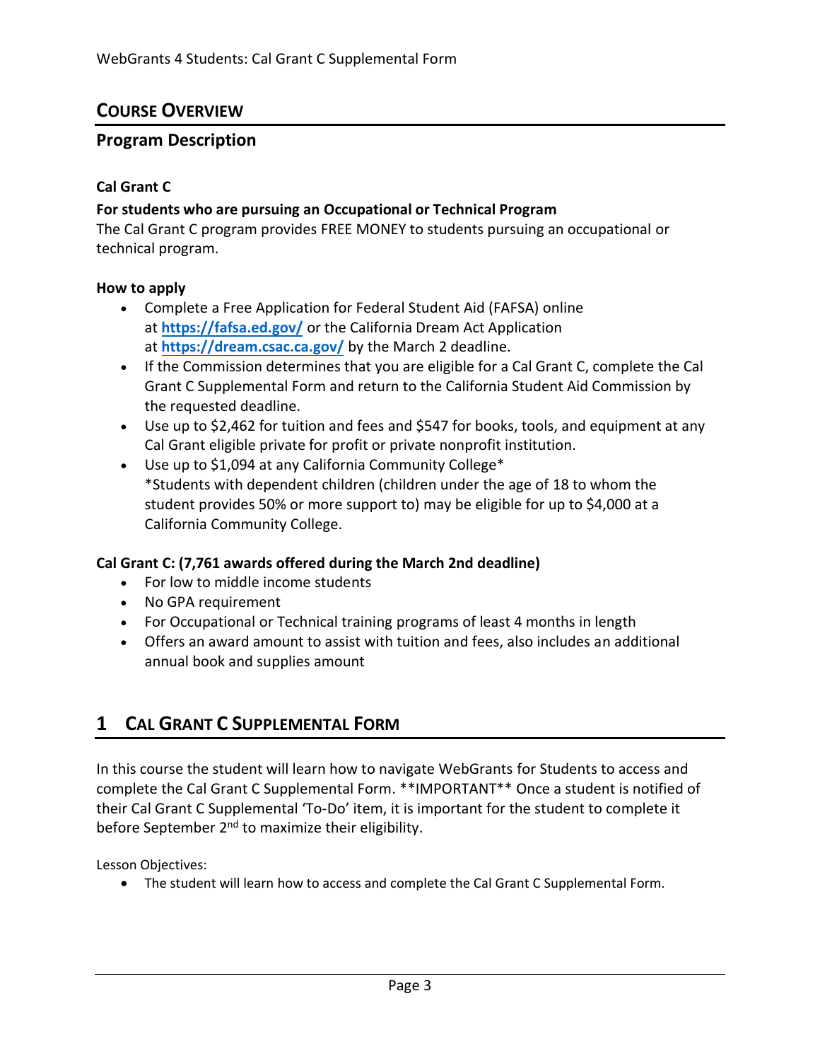## COURSE OVERVIEW

### Program Description

**Cal Grant C**

**For students who are pursuing an Occupational or Technical Program**

The Cal Grant C program provides FREE MONEY to students pursuing an occupational or technical program.

**How to apply**

- Complete a Free Application for Federal Student Aid (FAFSA) online at **https://fafsa.ed.gov/** or the California Dream Act Application at **https://dream.csac.ca.gov/** by the March 2 deadline.
- If the Commission determines that you are eligible for a Cal Grant C, complete the Cal Grant C Supplemental Form and return to the California Student Aid Commission by the requested deadline.
- Use up to $2,462 for tuition and fees and $547 for books, tools, and equipment at any Cal Grant eligible private for profit or private nonprofit institution.
- Use up to $1,094 at any California Community College*
  *Students with dependent children (children under the age of 18 to whom the student provides 50% or more support to) may be eligible for up to $4,000 at a California Community College.

**Cal Grant C: (7,761 awards offered during the March 2nd deadline)**

- For low to middle income students
- No GPA requirement
- For Occupational or Technical training programs of least 4 months in length
- Offers an award amount to assist with tuition and fees, also includes an additional annual book and supplies amount

## 1 CAL GRANT C SUPPLEMENTAL FORM

In this course the student will learn how to navigate WebGrants for Students to access and complete the Cal Grant C Supplemental Form. **IMPORTANT** Once a student is notified of their Cal Grant C Supplemental 'To-Do' item, it is important for the student to complete it before September 2nd to maximize their eligibility.

Lesson Objectives:

- The student will learn how to access and complete the Cal Grant C Supplemental Form.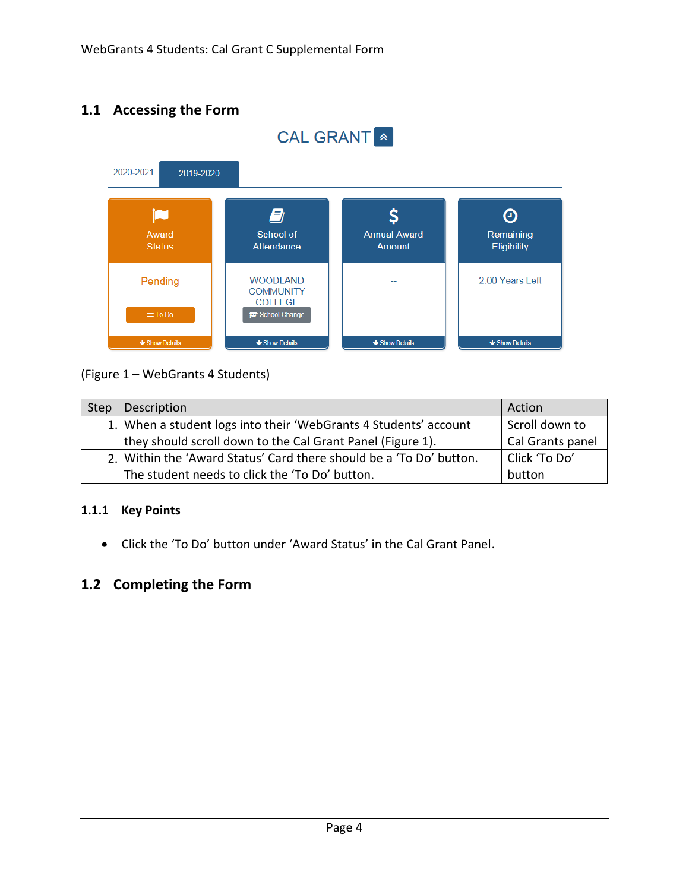## 1.1 Accessing the Form

(Figure 1 – WebGrants 4 Students)

| Step | Description | Action |
| --- | --- | --- |
| 1. | When a student logs into their 'WebGrants 4 Students' account they should scroll down to the Cal Grant Panel (Figure 1). | Scroll down to Cal Grants panel |
| 2. | Within the 'Award Status' Card there should be a 'To Do' button. The student needs to click the 'To Do' button. | Click 'To Do' button |

### 1.1.1 Key Points

- Click the 'To Do' button under 'Award Status' in the Cal Grant Panel.

## 1.2 Completing the Form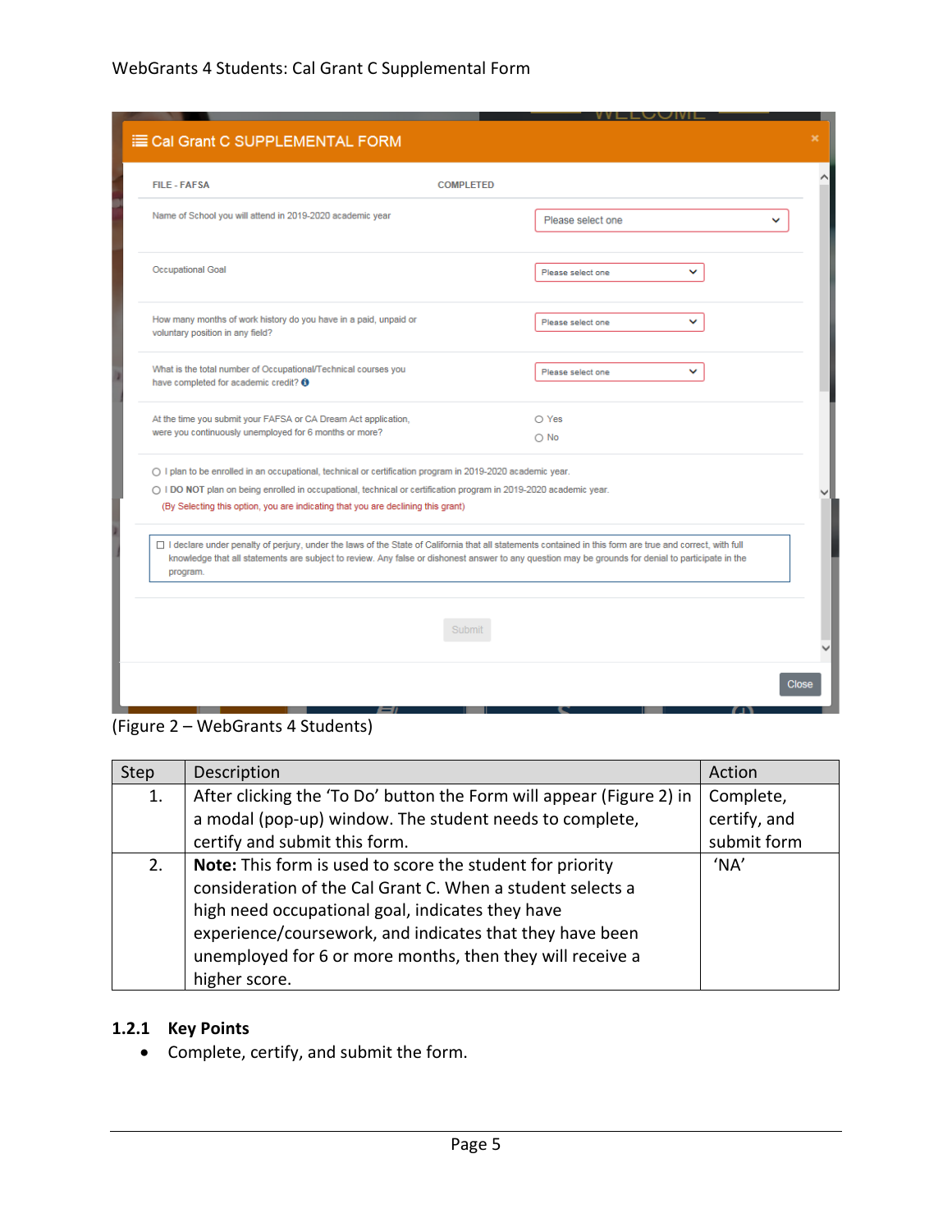(Figure 2 – WebGrants 4 Students)

| Step | Description | Action |
| --- | --- | --- |
| 1. | After clicking the 'To Do' button the Form will appear (Figure 2) in a modal (pop-up) window. The student needs to complete, certify and submit this form. | Complete, certify, and submit form |
| 2. | **Note:** This form is used to score the student for priority consideration of the Cal Grant C. When a student selects a high need occupational goal, indicates they have experience/coursework, and indicates that they have been unemployed for 6 or more months, then they will receive a higher score. | 'NA' |

### 1.2.1 Key Points

- Complete, certify, and submit the form.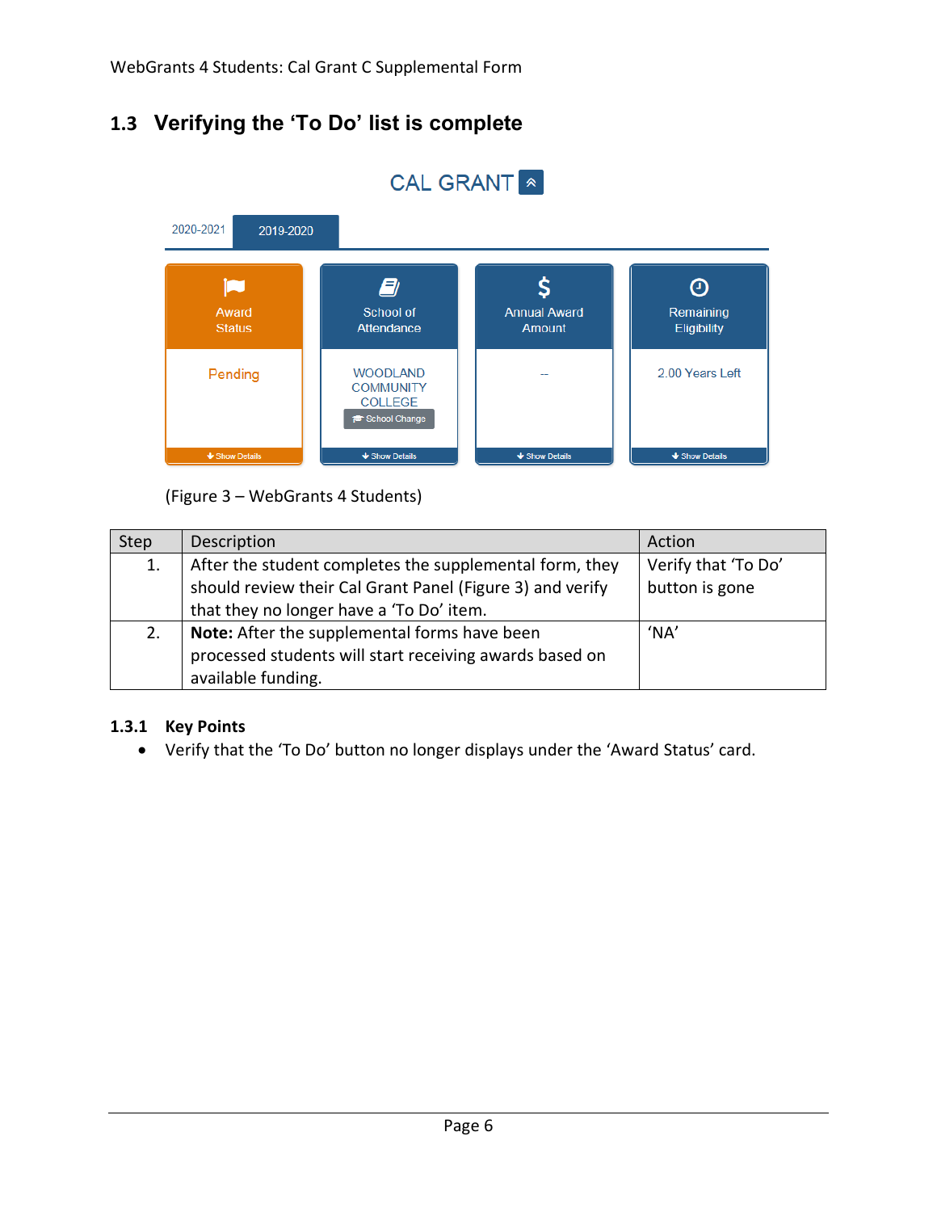## 1.3 Verifying the 'To Do' list is complete

CAL GRANT

2020-2021
2019-2020

Award Status
Pending
Show Details

School of Attendance
WOODLAND COMMUNITY COLLEGE
School Change
Show Details

Annual Award Amount
--
Show Details

Remaining Eligibility
2.00 Years Left
Show Details

(Figure 3 – WebGrants 4 Students)

| Step | Description | Action |
|---|---|---|
| 1. | After the student completes the supplemental form, they should review their Cal Grant Panel (Figure 3) and verify that they no longer have a 'To Do' item. | Verify that 'To Do' button is gone |
| 2. | **Note:** After the supplemental forms have been processed students will start receiving awards based on available funding. | 'NA' |

### 1.3.1 Key Points

- Verify that the 'To Do' button no longer displays under the 'Award Status' card.